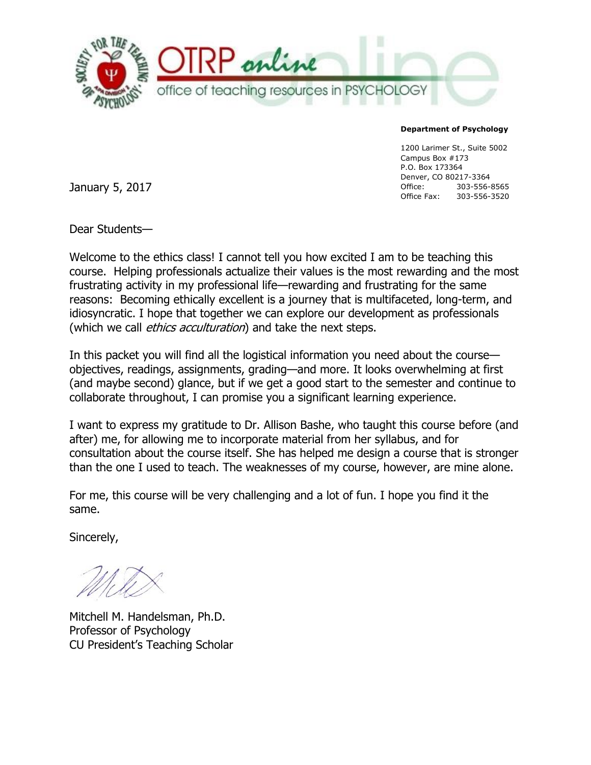OTRP online

office of teaching resources in PSYCHOLOGY

**Department of Psychology**

1200 Larimer St., Suite 5002
Campus Box #173
P.O. Box 173364
Denver, CO 80217-3364
Office: 303-556-8565
Office Fax: 303-556-3520

January 5, 2017

Dear Students—

Welcome to the ethics class! I cannot tell you how excited I am to be teaching this course. Helping professionals actualize their values is the most rewarding and the most frustrating activity in my professional life—rewarding and frustrating for the same reasons: Becoming ethically excellent is a journey that is multifaceted, long-term, and idiosyncratic. I hope that together we can explore our development as professionals (which we call *ethics acculturation*) and take the next steps.

In this packet you will find all the logistical information you need about the course—objectives, readings, assignments, grading—and more. It looks overwhelming at first (and maybe second) glance, but if we get a good start to the semester and continue to collaborate throughout, I can promise you a significant learning experience.

I want to express my gratitude to Dr. Allison Bashe, who taught this course before (and after) me, for allowing me to incorporate material from her syllabus, and for consultation about the course itself. She has helped me design a course that is stronger than the one I used to teach. The weaknesses of my course, however, are mine alone.

For me, this course will be very challenging and a lot of fun. I hope you find it the same.

Sincerely,

Mitchell M. Handelsman, Ph.D.
Professor of Psychology
CU President's Teaching Scholar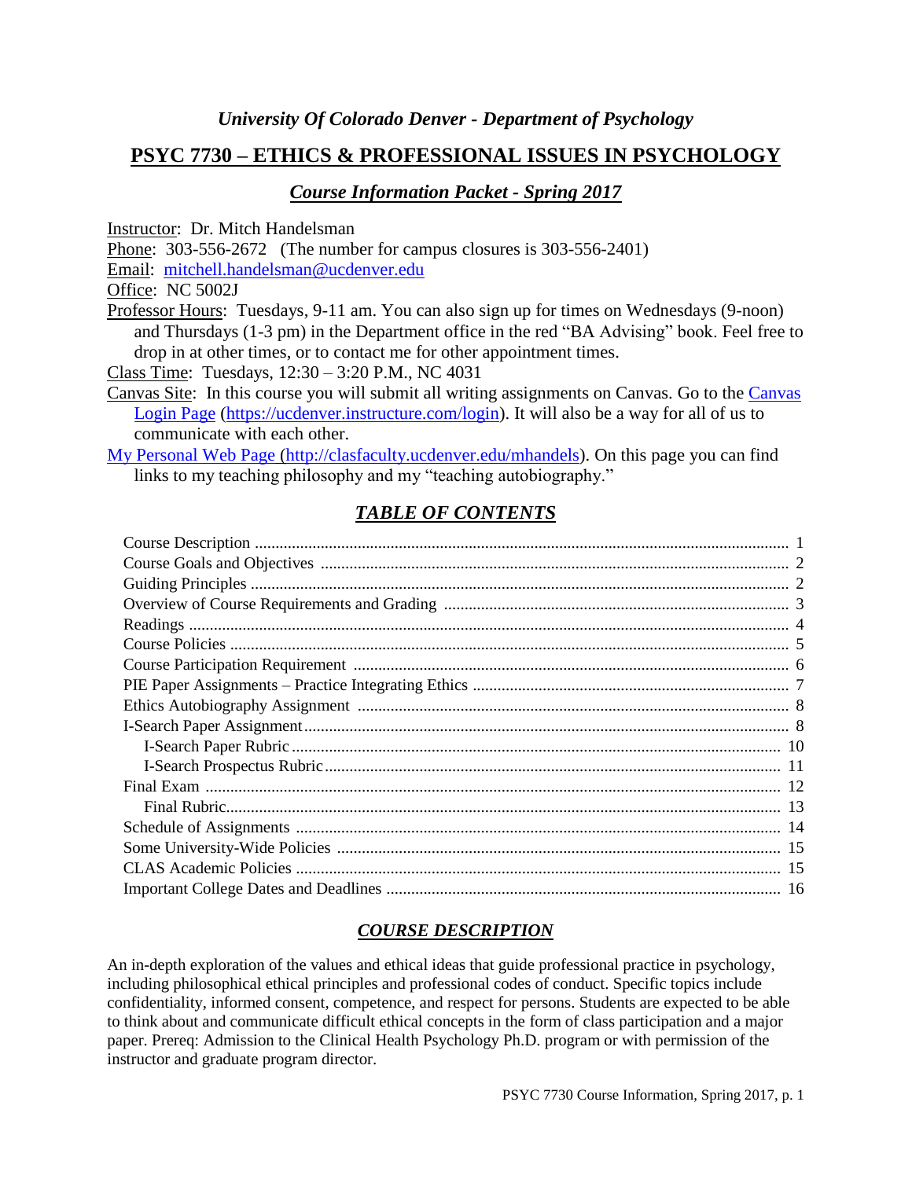*University Of Colorado Denver - Department of Psychology*

# PSYC 7730 – ETHICS & PROFESSIONAL ISSUES IN PSYCHOLOGY

## *Course Information Packet - Spring 2017*

Instructor: Dr. Mitch Handelsman

Phone: 303-556-2672 (The number for campus closures is 303-556-2401)

Email: mitchell.handelsman@ucdenver.edu

Office: NC 5002J

Professor Hours: Tuesdays, 9-11 am. You can also sign up for times on Wednesdays (9-noon) and Thursdays (1-3 pm) in the Department office in the red "BA Advising" book. Feel free to drop in at other times, or to contact me for other appointment times.

Class Time: Tuesdays, 12:30 – 3:20 P.M., NC 4031

Canvas Site: In this course you will submit all writing assignments on Canvas. Go to the Canvas Login Page (https://ucdenver.instructure.com/login). It will also be a way for all of us to communicate with each other.

My Personal Web Page (http://clasfaculty.ucdenver.edu/mhandels). On this page you can find links to my teaching philosophy and my "teaching autobiography."

## *TABLE OF CONTENTS*

| | |
|---|---|
| Course Description | 1 |
| Course Goals and Objectives | 2 |
| Guiding Principles | 2 |
| Overview of Course Requirements and Grading | 3 |
| Readings | 4 |
| Course Policies | 5 |
| Course Participation Requirement | 6 |
| PIE Paper Assignments – Practice Integrating Ethics | 7 |
| Ethics Autobiography Assignment | 8 |
| I-Search Paper Assignment | 8 |
| I-Search Paper Rubric | 10 |
| I-Search Prospectus Rubric | 11 |
| Final Exam | 12 |
| Final Rubric | 13 |
| Schedule of Assignments | 14 |
| Some University-Wide Policies | 15 |
| CLAS Academic Policies | 15 |
| Important College Dates and Deadlines | 16 |

## *COURSE DESCRIPTION*

An in-depth exploration of the values and ethical ideas that guide professional practice in psychology, including philosophical ethical principles and professional codes of conduct. Specific topics include confidentiality, informed consent, competence, and respect for persons. Students are expected to be able to think about and communicate difficult ethical concepts in the form of class participation and a major paper. Prereq: Admission to the Clinical Health Psychology Ph.D. program or with permission of the instructor and graduate program director.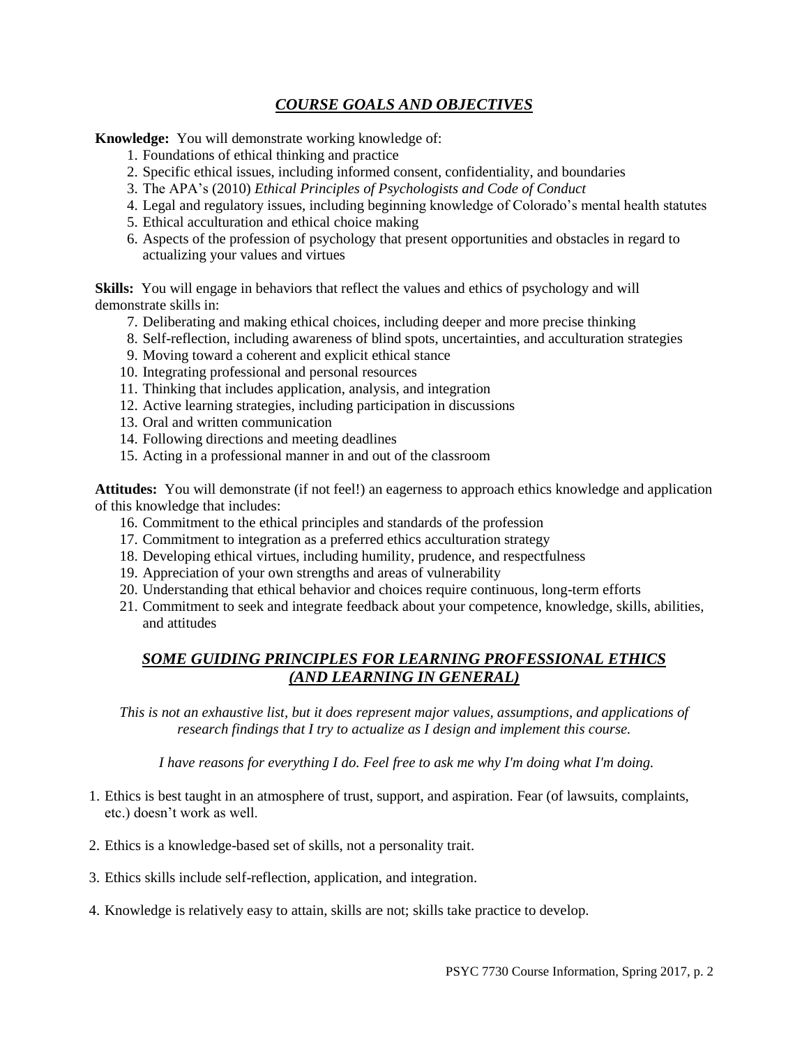## *COURSE GOALS AND OBJECTIVES*

**Knowledge:** You will demonstrate working knowledge of:

1. Foundations of ethical thinking and practice
2. Specific ethical issues, including informed consent, confidentiality, and boundaries
3. The APA's (2010) *Ethical Principles of Psychologists and Code of Conduct*
4. Legal and regulatory issues, including beginning knowledge of Colorado's mental health statutes
5. Ethical acculturation and ethical choice making
6. Aspects of the profession of psychology that present opportunities and obstacles in regard to actualizing your values and virtues

**Skills:** You will engage in behaviors that reflect the values and ethics of psychology and will demonstrate skills in:

7. Deliberating and making ethical choices, including deeper and more precise thinking
8. Self-reflection, including awareness of blind spots, uncertainties, and acculturation strategies
9. Moving toward a coherent and explicit ethical stance
10. Integrating professional and personal resources
11. Thinking that includes application, analysis, and integration
12. Active learning strategies, including participation in discussions
13. Oral and written communication
14. Following directions and meeting deadlines
15. Acting in a professional manner in and out of the classroom

**Attitudes:** You will demonstrate (if not feel!) an eagerness to approach ethics knowledge and application of this knowledge that includes:

16. Commitment to the ethical principles and standards of the profession
17. Commitment to integration as a preferred ethics acculturation strategy
18. Developing ethical virtues, including humility, prudence, and respectfulness
19. Appreciation of your own strengths and areas of vulnerability
20. Understanding that ethical behavior and choices require continuous, long-term efforts
21. Commitment to seek and integrate feedback about your competence, knowledge, skills, abilities, and attitudes

## *SOME GUIDING PRINCIPLES FOR LEARNING PROFESSIONAL ETHICS (AND LEARNING IN GENERAL)*

*This is not an exhaustive list, but it does represent major values, assumptions, and applications of research findings that I try to actualize as I design and implement this course.*

*I have reasons for everything I do. Feel free to ask me why I'm doing what I'm doing.*

1. Ethics is best taught in an atmosphere of trust, support, and aspiration. Fear (of lawsuits, complaints, etc.) doesn't work as well.
2. Ethics is a knowledge-based set of skills, not a personality trait.
3. Ethics skills include self-reflection, application, and integration.
4. Knowledge is relatively easy to attain, skills are not; skills take practice to develop.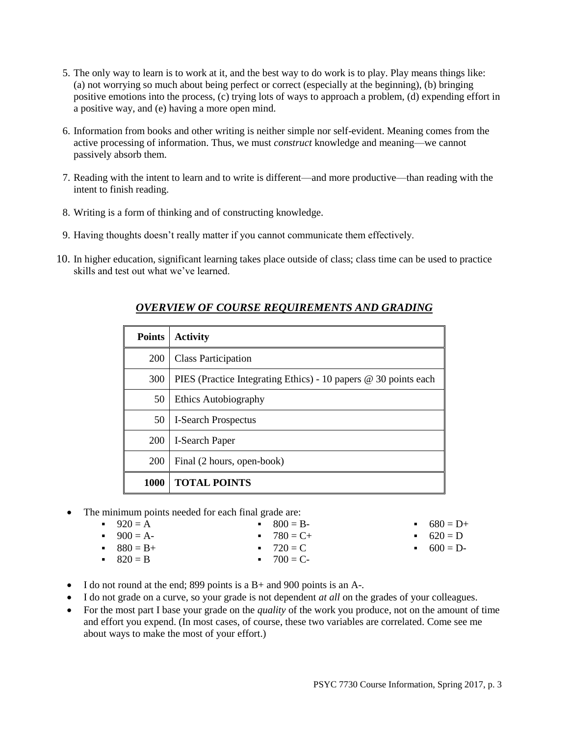5. The only way to learn is to work at it, and the best way to do work is to play. Play means things like: (a) not worrying so much about being perfect or correct (especially at the beginning), (b) bringing positive emotions into the process, (c) trying lots of ways to approach a problem, (d) expending effort in a positive way, and (e) having a more open mind.

6. Information from books and other writing is neither simple nor self-evident. Meaning comes from the active processing of information. Thus, we must *construct* knowledge and meaning—we cannot passively absorb them.

7. Reading with the intent to learn and to write is different—and more productive—than reading with the intent to finish reading.

8. Writing is a form of thinking and of constructing knowledge.

9. Having thoughts doesn't really matter if you cannot communicate them effectively.

10. In higher education, significant learning takes place outside of class; class time can be used to practice skills and test out what we've learned.

## ***OVERVIEW OF COURSE REQUIREMENTS AND GRADING***

| Points | Activity |
|---|---|
| 200 | Class Participation |
| 300 | PIES (Practice Integrating Ethics) - 10 papers @ 30 points each |
| 50 | Ethics Autobiography |
| 50 | I-Search Prospectus |
| 200 | I-Search Paper |
| 200 | Final (2 hours, open-book) |
| **1000** | **TOTAL POINTS** |

- The minimum points needed for each final grade are:
  - 920 = A
  - 900 = A-
  - 880 = B+
  - 820 = B
  - 800 = B-
  - 780 = C+
  - 720 = C
  - 700 = C-
  - 680 = D+
  - 620 = D
  - 600 = D-
- I do not round at the end; 899 points is a B+ and 900 points is an A-.
- I do not grade on a curve, so your grade is not dependent *at all* on the grades of your colleagues.
- For the most part I base your grade on the *quality* of the work you produce, not on the amount of time and effort you expend. (In most cases, of course, these two variables are correlated. Come see me about ways to make the most of your effort.)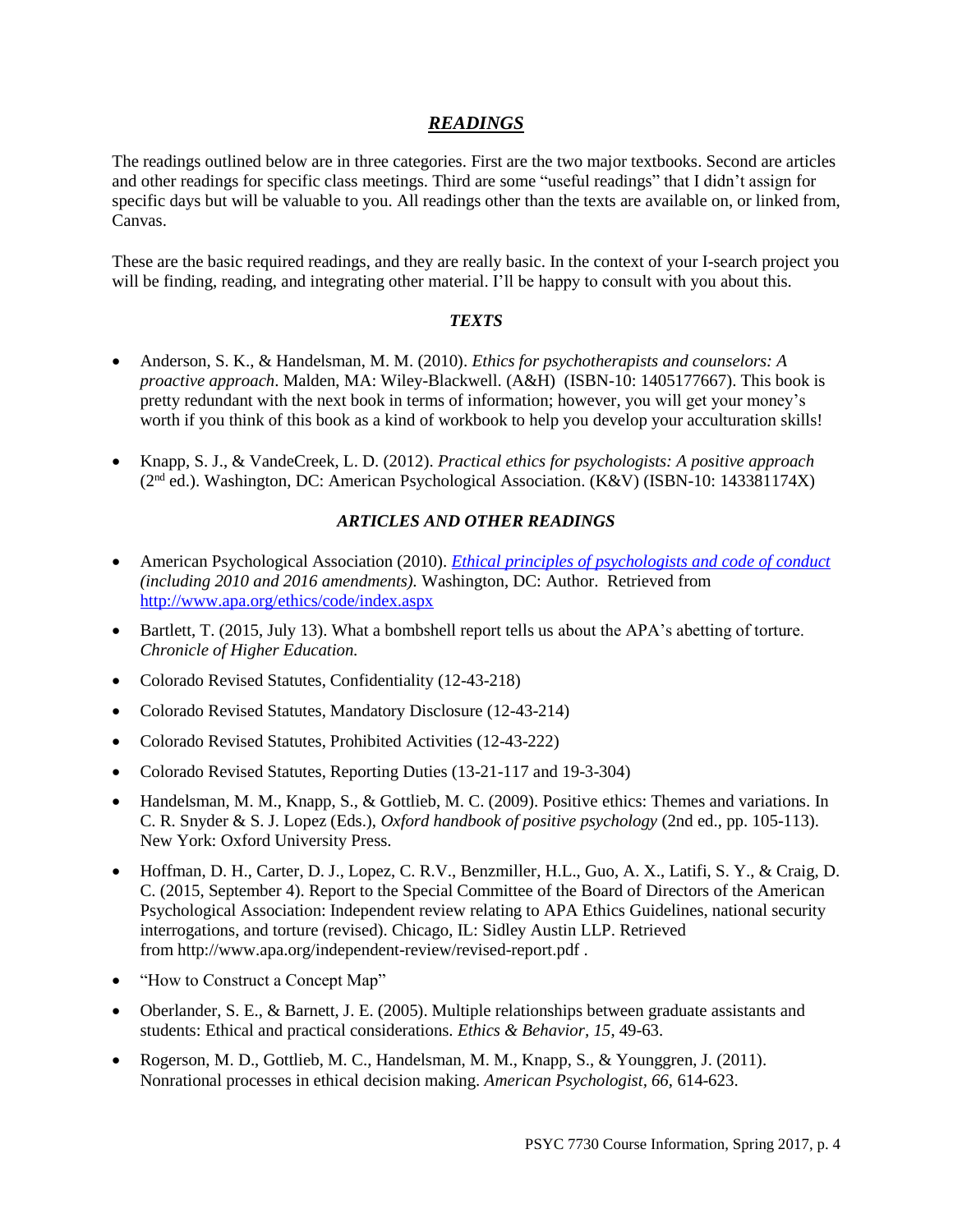## *READINGS*

The readings outlined below are in three categories. First are the two major textbooks. Second are articles and other readings for specific class meetings. Third are some "useful readings" that I didn't assign for specific days but will be valuable to you. All readings other than the texts are available on, or linked from, Canvas.

These are the basic required readings, and they are really basic. In the context of your I-search project you will be finding, reading, and integrating other material. I'll be happy to consult with you about this.

### *TEXTS*

- Anderson, S. K., & Handelsman, M. M. (2010). *Ethics for psychotherapists and counselors: A proactive approach*. Malden, MA: Wiley-Blackwell. (A&H) (ISBN-10: 1405177667). This book is pretty redundant with the next book in terms of information; however, you will get your money's worth if you think of this book as a kind of workbook to help you develop your acculturation skills!
- Knapp, S. J., & VandeCreek, L. D. (2012). *Practical ethics for psychologists: A positive approach* (2nd ed.). Washington, DC: American Psychological Association. (K&V) (ISBN-10: 143381174X)

### *ARTICLES AND OTHER READINGS*

- American Psychological Association (2010). *Ethical principles of psychologists and code of conduct (including 2010 and 2016 amendments).* Washington, DC: Author. Retrieved from http://www.apa.org/ethics/code/index.aspx
- Bartlett, T. (2015, July 13). What a bombshell report tells us about the APA's abetting of torture. *Chronicle of Higher Education.*
- Colorado Revised Statutes, Confidentiality (12-43-218)
- Colorado Revised Statutes, Mandatory Disclosure (12-43-214)
- Colorado Revised Statutes, Prohibited Activities (12-43-222)
- Colorado Revised Statutes, Reporting Duties (13-21-117 and 19-3-304)
- Handelsman, M. M., Knapp, S., & Gottlieb, M. C. (2009). Positive ethics: Themes and variations. In C. R. Snyder & S. J. Lopez (Eds.), *Oxford handbook of positive psychology* (2nd ed., pp. 105-113). New York: Oxford University Press.
- Hoffman, D. H., Carter, D. J., Lopez, C. R.V., Benzmiller, H.L., Guo, A. X., Latifi, S. Y., & Craig, D. C. (2015, September 4). Report to the Special Committee of the Board of Directors of the American Psychological Association: Independent review relating to APA Ethics Guidelines, national security interrogations, and torture (revised). Chicago, IL: Sidley Austin LLP. Retrieved from http://www.apa.org/independent-review/revised-report.pdf .
- "How to Construct a Concept Map"
- Oberlander, S. E., & Barnett, J. E. (2005). Multiple relationships between graduate assistants and students: Ethical and practical considerations. *Ethics & Behavior, 15*, 49-63.
- Rogerson, M. D., Gottlieb, M. C., Handelsman, M. M., Knapp, S., & Younggren, J. (2011). Nonrational processes in ethical decision making. *American Psychologist, 66*, 614-623.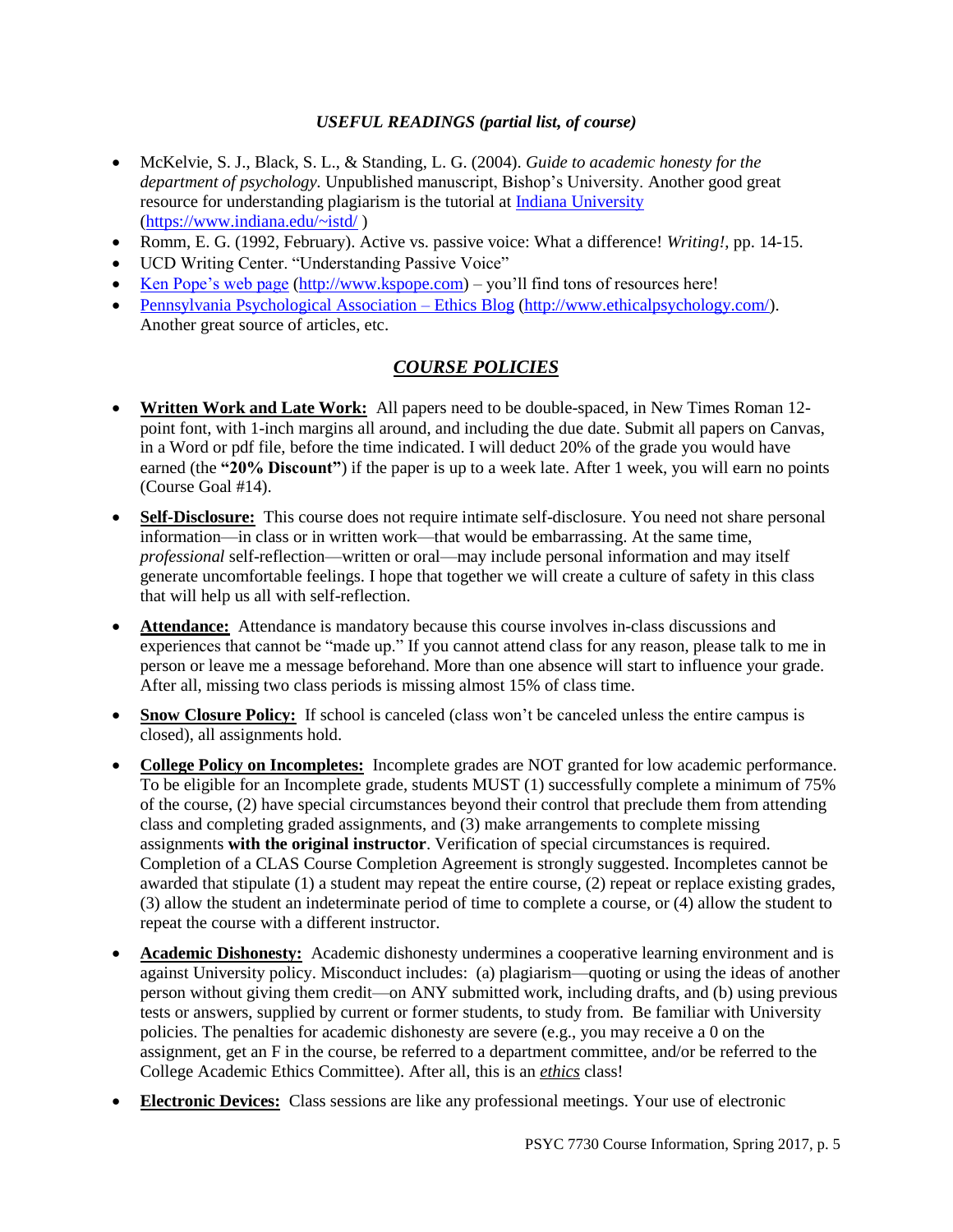### *USEFUL READINGS (partial list, of course)*

- McKelvie, S. J., Black, S. L., & Standing, L. G. (2004). *Guide to academic honesty for the department of psychology.* Unpublished manuscript, Bishop's University. Another good great resource for understanding plagiarism is the tutorial at [Indiana University](https://www.indiana.edu/~istd/) (https://www.indiana.edu/~istd/ )
- Romm, E. G. (1992, February). Active vs. passive voice: What a difference! *Writing!*, pp. 14-15.
- UCD Writing Center. "Understanding Passive Voice"
- [Ken Pope's web page](http://www.kspope.com) (http://www.kspope.com) – you'll find tons of resources here!
- [Pennsylvania Psychological Association – Ethics Blog](http://www.ethicalpsychology.com/) (http://www.ethicalpsychology.com/). Another great source of articles, etc.

## ***COURSE POLICIES***

- **Written Work and Late Work:** All papers need to be double-spaced, in New Times Roman 12-point font, with 1-inch margins all around, and including the due date. Submit all papers on Canvas, in a Word or pdf file, before the time indicated. I will deduct 20% of the grade you would have earned (the **"20% Discount"**) if the paper is up to a week late. After 1 week, you will earn no points (Course Goal #14).

- **Self-Disclosure:** This course does not require intimate self-disclosure. You need not share personal information—in class or in written work—that would be embarrassing. At the same time, *professional* self-reflection—written or oral—may include personal information and may itself generate uncomfortable feelings. I hope that together we will create a culture of safety in this class that will help us all with self-reflection.

- **Attendance:** Attendance is mandatory because this course involves in-class discussions and experiences that cannot be "made up." If you cannot attend class for any reason, please talk to me in person or leave me a message beforehand. More than one absence will start to influence your grade. After all, missing two class periods is missing almost 15% of class time.

- **Snow Closure Policy:** If school is canceled (class won't be canceled unless the entire campus is closed), all assignments hold.

- **College Policy on Incompletes:** Incomplete grades are NOT granted for low academic performance. To be eligible for an Incomplete grade, students MUST (1) successfully complete a minimum of 75% of the course, (2) have special circumstances beyond their control that preclude them from attending class and completing graded assignments, and (3) make arrangements to complete missing assignments **with the original instructor**. Verification of special circumstances is required. Completion of a CLAS Course Completion Agreement is strongly suggested. Incompletes cannot be awarded that stipulate (1) a student may repeat the entire course, (2) repeat or replace existing grades, (3) allow the student an indeterminate period of time to complete a course, or (4) allow the student to repeat the course with a different instructor.

- **Academic Dishonesty:** Academic dishonesty undermines a cooperative learning environment and is against University policy. Misconduct includes: (a) plagiarism—quoting or using the ideas of another person without giving them credit—on ANY submitted work, including drafts, and (b) using previous tests or answers, supplied by current or former students, to study from. Be familiar with University policies. The penalties for academic dishonesty are severe (e.g., you may receive a 0 on the assignment, get an F in the course, be referred to a department committee, and/or be referred to the College Academic Ethics Committee). After all, this is an ***ethics*** class!

- **Electronic Devices:** Class sessions are like any professional meetings. Your use of electronic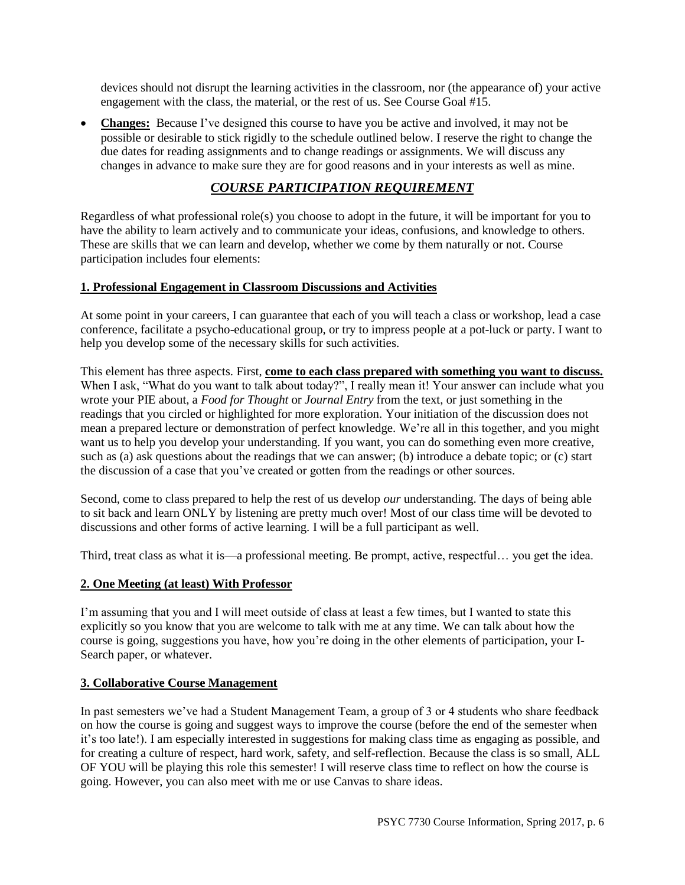devices should not disrupt the learning activities in the classroom, nor (the appearance of) your active engagement with the class, the material, or the rest of us. See Course Goal #15.

- **Changes:** Because I've designed this course to have you be active and involved, it may not be possible or desirable to stick rigidly to the schedule outlined below. I reserve the right to change the due dates for reading assignments and to change readings or assignments. We will discuss any changes in advance to make sure they are for good reasons and in your interests as well as mine.

## *COURSE PARTICIPATION REQUIREMENT*

Regardless of what professional role(s) you choose to adopt in the future, it will be important for you to have the ability to learn actively and to communicate your ideas, confusions, and knowledge to others. These are skills that we can learn and develop, whether we come by them naturally or not. Course participation includes four elements:

### 1. Professional Engagement in Classroom Discussions and Activities

At some point in your careers, I can guarantee that each of you will teach a class or workshop, lead a case conference, facilitate a psycho-educational group, or try to impress people at a pot-luck or party. I want to help you develop some of the necessary skills for such activities.

This element has three aspects. First, **come to each class prepared with something you want to discuss.** When I ask, "What do you want to talk about today?", I really mean it! Your answer can include what you wrote your PIE about, a *Food for Thought* or *Journal Entry* from the text, or just something in the readings that you circled or highlighted for more exploration. Your initiation of the discussion does not mean a prepared lecture or demonstration of perfect knowledge. We're all in this together, and you might want us to help you develop your understanding. If you want, you can do something even more creative, such as (a) ask questions about the readings that we can answer; (b) introduce a debate topic; or (c) start the discussion of a case that you've created or gotten from the readings or other sources.

Second, come to class prepared to help the rest of us develop *our* understanding. The days of being able to sit back and learn ONLY by listening are pretty much over! Most of our class time will be devoted to discussions and other forms of active learning. I will be a full participant as well.

Third, treat class as what it is—a professional meeting. Be prompt, active, respectful… you get the idea.

### 2. One Meeting (at least) With Professor

I'm assuming that you and I will meet outside of class at least a few times, but I wanted to state this explicitly so you know that you are welcome to talk with me at any time. We can talk about how the course is going, suggestions you have, how you're doing in the other elements of participation, your I-Search paper, or whatever.

### 3. Collaborative Course Management

In past semesters we've had a Student Management Team, a group of 3 or 4 students who share feedback on how the course is going and suggest ways to improve the course (before the end of the semester when it's too late!). I am especially interested in suggestions for making class time as engaging as possible, and for creating a culture of respect, hard work, safety, and self-reflection. Because the class is so small, ALL OF YOU will be playing this role this semester! I will reserve class time to reflect on how the course is going. However, you can also meet with me or use Canvas to share ideas.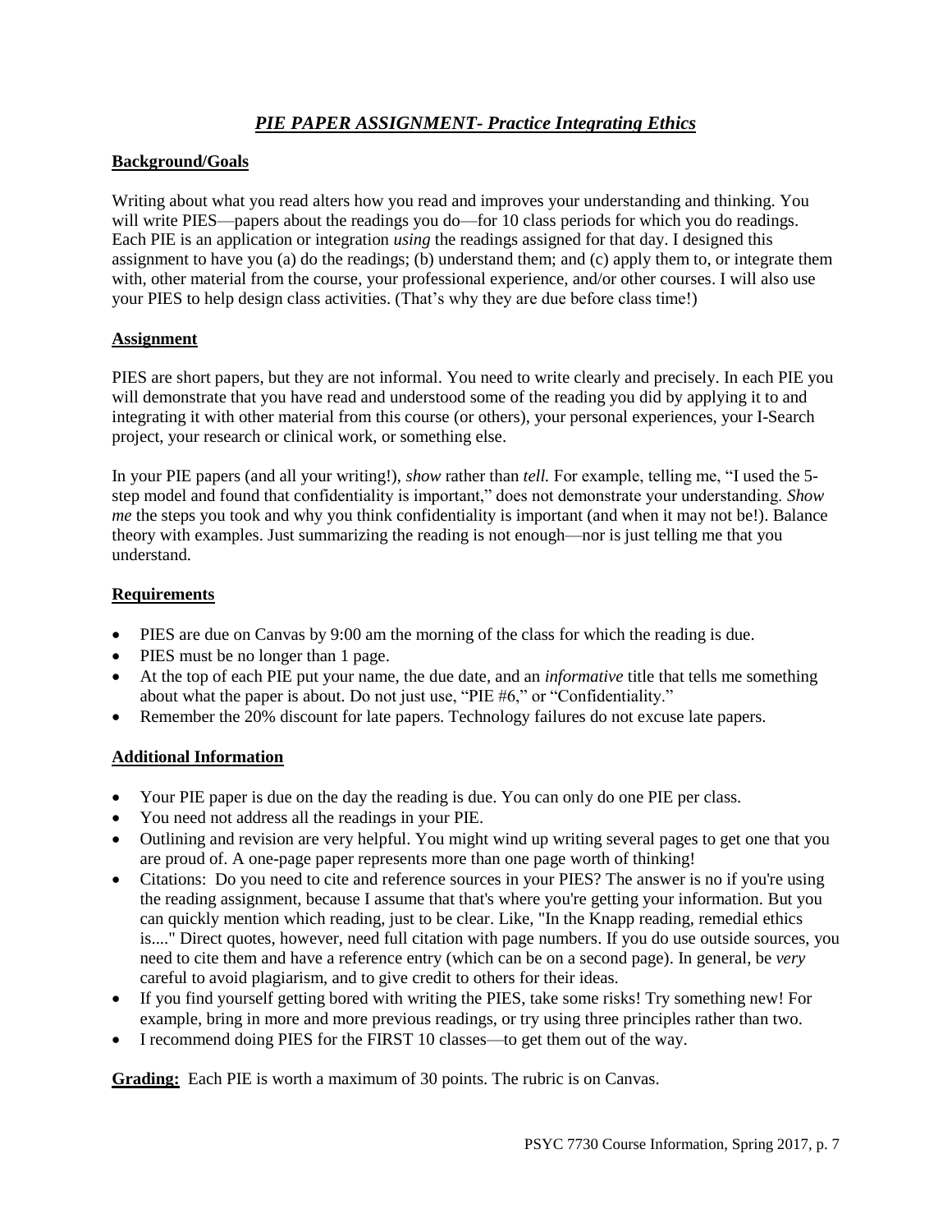# *PIE PAPER ASSIGNMENT- Practice Integrating Ethics*

## Background/Goals

Writing about what you read alters how you read and improves your understanding and thinking. You will write PIES—papers about the readings you do—for 10 class periods for which you do readings. Each PIE is an application or integration *using* the readings assigned for that day. I designed this assignment to have you (a) do the readings; (b) understand them; and (c) apply them to, or integrate them with, other material from the course, your professional experience, and/or other courses. I will also use your PIES to help design class activities. (That's why they are due before class time!)

## Assignment

PIES are short papers, but they are not informal. You need to write clearly and precisely. In each PIE you will demonstrate that you have read and understood some of the reading you did by applying it to and integrating it with other material from this course (or others), your personal experiences, your I-Search project, your research or clinical work, or something else.

In your PIE papers (and all your writing!), *show* rather than *tell*. For example, telling me, "I used the 5-step model and found that confidentiality is important," does not demonstrate your understanding. *Show me* the steps you took and why you think confidentiality is important (and when it may not be!). Balance theory with examples. Just summarizing the reading is not enough—nor is just telling me that you understand.

## Requirements

- PIES are due on Canvas by 9:00 am the morning of the class for which the reading is due.
- PIES must be no longer than 1 page.
- At the top of each PIE put your name, the due date, and an *informative* title that tells me something about what the paper is about. Do not just use, "PIE #6," or "Confidentiality."
- Remember the 20% discount for late papers. Technology failures do not excuse late papers.

## Additional Information

- Your PIE paper is due on the day the reading is due. You can only do one PIE per class.
- You need not address all the readings in your PIE.
- Outlining and revision are very helpful. You might wind up writing several pages to get one that you are proud of. A one-page paper represents more than one page worth of thinking!
- Citations: Do you need to cite and reference sources in your PIES? The answer is no if you're using the reading assignment, because I assume that that's where you're getting your information. But you can quickly mention which reading, just to be clear. Like, "In the Knapp reading, remedial ethics is...." Direct quotes, however, need full citation with page numbers. If you do use outside sources, you need to cite them and have a reference entry (which can be on a second page). In general, be *very* careful to avoid plagiarism, and to give credit to others for their ideas.
- If you find yourself getting bored with writing the PIES, take some risks! Try something new! For example, bring in more and more previous readings, or try using three principles rather than two.
- I recommend doing PIES for the FIRST 10 classes—to get them out of the way.

**Grading:** Each PIE is worth a maximum of 30 points. The rubric is on Canvas.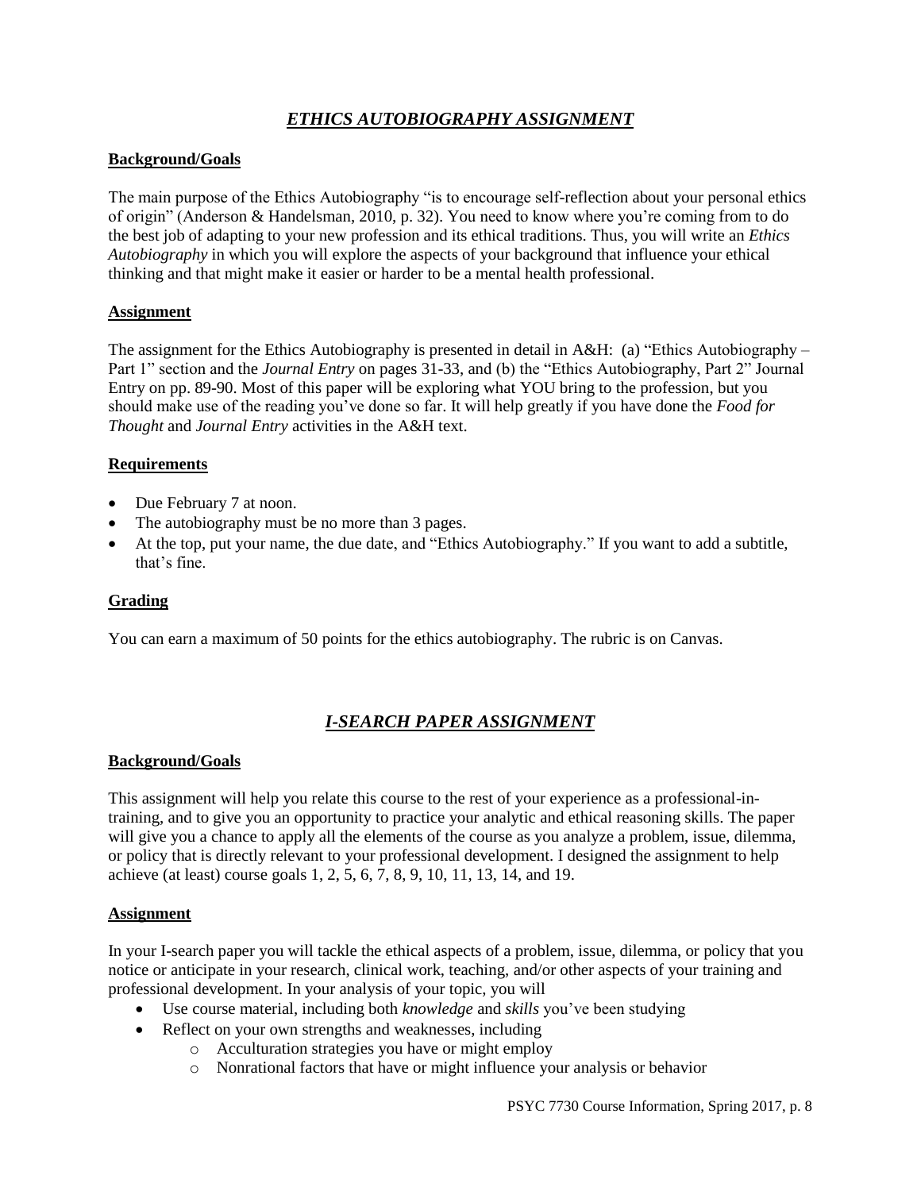## *ETHICS AUTOBIOGRAPHY ASSIGNMENT*

### Background/Goals

The main purpose of the Ethics Autobiography "is to encourage self-reflection about your personal ethics of origin" (Anderson & Handelsman, 2010, p. 32). You need to know where you're coming from to do the best job of adapting to your new profession and its ethical traditions. Thus, you will write an *Ethics Autobiography* in which you will explore the aspects of your background that influence your ethical thinking and that might make it easier or harder to be a mental health professional.

### Assignment

The assignment for the Ethics Autobiography is presented in detail in A&H: (a) "Ethics Autobiography – Part 1" section and the *Journal Entry* on pages 31-33, and (b) the "Ethics Autobiography, Part 2" Journal Entry on pp. 89-90. Most of this paper will be exploring what YOU bring to the profession, but you should make use of the reading you've done so far. It will help greatly if you have done the *Food for Thought* and *Journal Entry* activities in the A&H text.

### Requirements

- Due February 7 at noon.
- The autobiography must be no more than 3 pages.
- At the top, put your name, the due date, and "Ethics Autobiography." If you want to add a subtitle, that's fine.

### Grading

You can earn a maximum of 50 points for the ethics autobiography. The rubric is on Canvas.

## *I-SEARCH PAPER ASSIGNMENT*

### Background/Goals

This assignment will help you relate this course to the rest of your experience as a professional-in-training, and to give you an opportunity to practice your analytic and ethical reasoning skills. The paper will give you a chance to apply all the elements of the course as you analyze a problem, issue, dilemma, or policy that is directly relevant to your professional development. I designed the assignment to help achieve (at least) course goals 1, 2, 5, 6, 7, 8, 9, 10, 11, 13, 14, and 19.

### Assignment

In your I-search paper you will tackle the ethical aspects of a problem, issue, dilemma, or policy that you notice or anticipate in your research, clinical work, teaching, and/or other aspects of your training and professional development. In your analysis of your topic, you will

- Use course material, including both *knowledge* and *skills* you've been studying
- Reflect on your own strengths and weaknesses, including
  - Acculturation strategies you have or might employ
  - Nonrational factors that have or might influence your analysis or behavior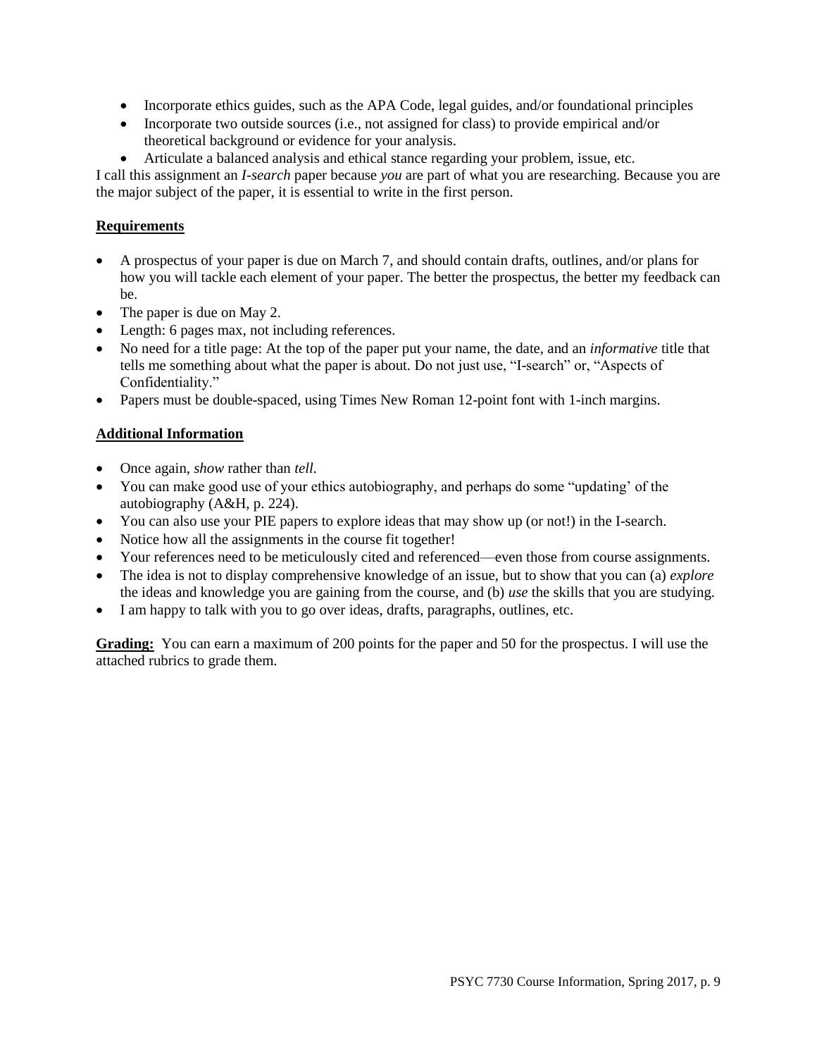- Incorporate ethics guides, such as the APA Code, legal guides, and/or foundational principles
- Incorporate two outside sources (i.e., not assigned for class) to provide empirical and/or theoretical background or evidence for your analysis.
- Articulate a balanced analysis and ethical stance regarding your problem, issue, etc.

I call this assignment an *I-search* paper because *you* are part of what you are researching. Because you are the major subject of the paper, it is essential to write in the first person.

**Requirements**

- A prospectus of your paper is due on March 7, and should contain drafts, outlines, and/or plans for how you will tackle each element of your paper. The better the prospectus, the better my feedback can be.
- The paper is due on May 2.
- Length: 6 pages max, not including references.
- No need for a title page: At the top of the paper put your name, the date, and an *informative* title that tells me something about what the paper is about. Do not just use, "I-search" or, "Aspects of Confidentiality."
- Papers must be double-spaced, using Times New Roman 12-point font with 1-inch margins.

**Additional Information**

- Once again, *show* rather than *tell*.
- You can make good use of your ethics autobiography, and perhaps do some "updating' of the autobiography (A&H, p. 224).
- You can also use your PIE papers to explore ideas that may show up (or not!) in the I-search.
- Notice how all the assignments in the course fit together!
- Your references need to be meticulously cited and referenced—even those from course assignments.
- The idea is not to display comprehensive knowledge of an issue, but to show that you can (a) *explore* the ideas and knowledge you are gaining from the course, and (b) *use* the skills that you are studying.
- I am happy to talk with you to go over ideas, drafts, paragraphs, outlines, etc.

**Grading:** You can earn a maximum of 200 points for the paper and 50 for the prospectus. I will use the attached rubrics to grade them.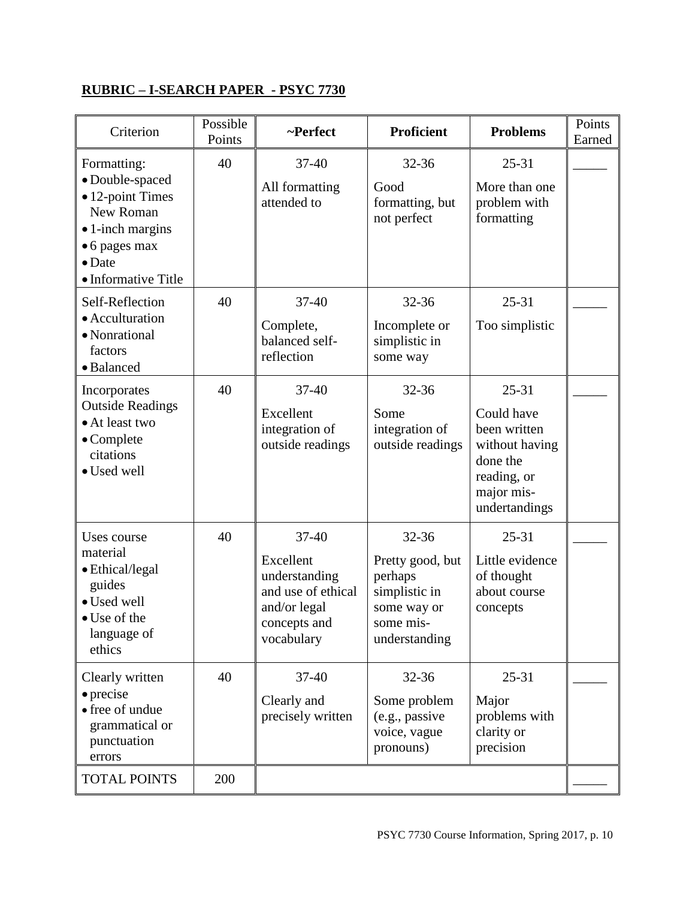**RUBRIC – I-SEARCH PAPER - PSYC 7730**

| Criterion | Possible Points | ~Perfect | Proficient | Problems | Points Earned |
|---|---|---|---|---|---|
| Formatting:<br>• Double-spaced<br>• 12-point Times New Roman<br>• 1-inch margins<br>• 6 pages max<br>• Date<br>• Informative Title | 40 | 37-40<br>All formatting attended to | 32-36<br>Good formatting, but not perfect | 25-31<br>More than one problem with formatting | _____ |
| Self-Reflection<br>• Acculturation<br>• Nonrational factors<br>• Balanced | 40 | 37-40<br>Complete, balanced self-reflection | 32-36<br>Incomplete or simplistic in some way | 25-31<br>Too simplistic | _____ |
| Incorporates Outside Readings<br>• At least two<br>• Complete citations<br>• Used well | 40 | 37-40<br>Excellent integration of outside readings | 32-36<br>Some integration of outside readings | 25-31<br>Could have been written without having done the reading, or major mis-undertandings | _____ |
| Uses course material<br>• Ethical/legal guides<br>• Used well<br>• Use of the language of ethics | 40 | 37-40<br>Excellent understanding and use of ethical and/or legal concepts and vocabulary | 32-36<br>Pretty good, but perhaps simplistic in some way or some mis-understanding | 25-31<br>Little evidence of thought about course concepts | _____ |
| Clearly written<br>• precise<br>• free of undue grammatical or punctuation errors | 40 | 37-40<br>Clearly and precisely written | 32-36<br>Some problem (e.g., passive voice, vague pronouns) | 25-31<br>Major problems with clarity or precision | _____ |
| TOTAL POINTS | 200 | | | | _____ |

PSYC 7730 Course Information, Spring 2017, p. 10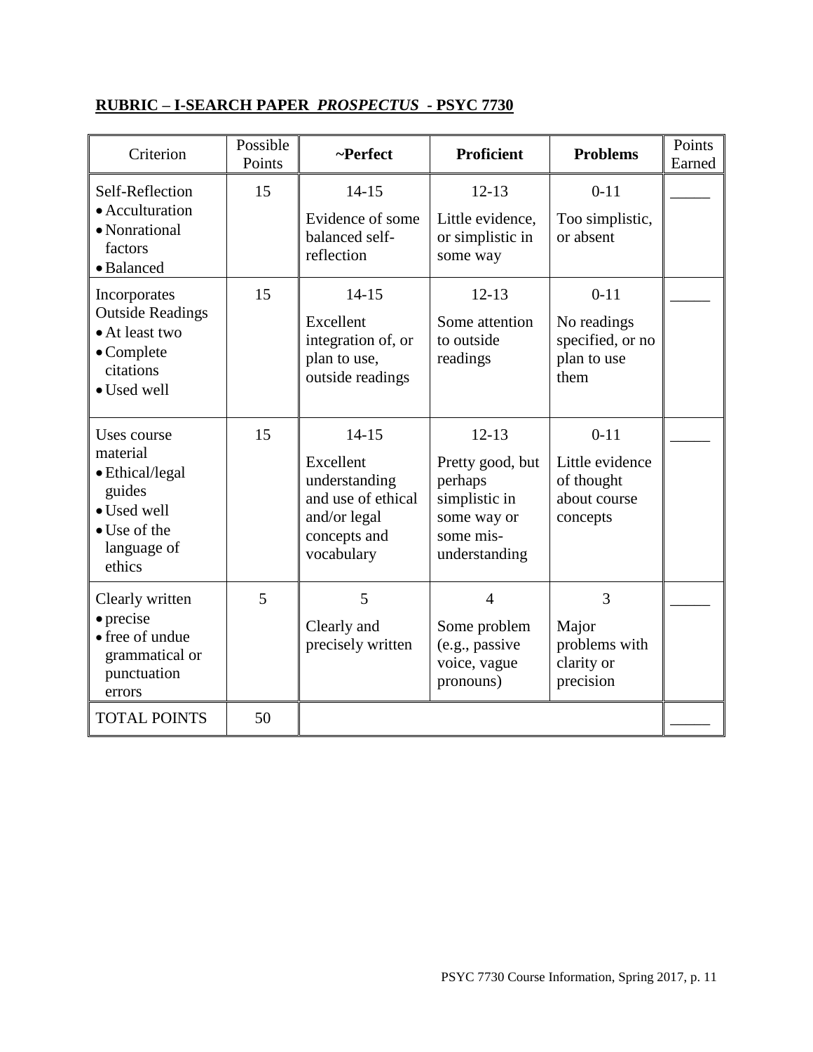## RUBRIC – I-SEARCH PAPER *PROSPECTUS* - PSYC 7730

| Criterion | Possible Points | ~Perfect | Proficient | Problems | Points Earned |
|---|---|---|---|---|---|
| Self-Reflection<br>• Acculturation<br>• Nonrational factors<br>• Balanced | 15 | 14-15<br>Evidence of some balanced self-reflection | 12-13<br>Little evidence, or simplistic in some way | 0-11<br>Too simplistic, or absent | _____ |
| Incorporates Outside Readings<br>• At least two<br>• Complete citations<br>• Used well | 15 | 14-15<br>Excellent integration of, or plan to use, outside readings | 12-13<br>Some attention to outside readings | 0-11<br>No readings specified, or no plan to use them | _____ |
| Uses course material<br>• Ethical/legal guides<br>• Used well<br>• Use of the language of ethics | 15 | 14-15<br>Excellent understanding and use of ethical and/or legal concepts and vocabulary | 12-13<br>Pretty good, but perhaps simplistic in some way or some mis-understanding | 0-11<br>Little evidence of thought about course concepts | _____ |
| Clearly written<br>• precise<br>• free of undue grammatical or punctuation errors | 5 | 5<br>Clearly and precisely written | 4<br>Some problem (e.g., passive voice, vague pronouns) | 3<br>Major problems with clarity or precision | _____ |
| TOTAL POINTS | 50 | | | | _____ |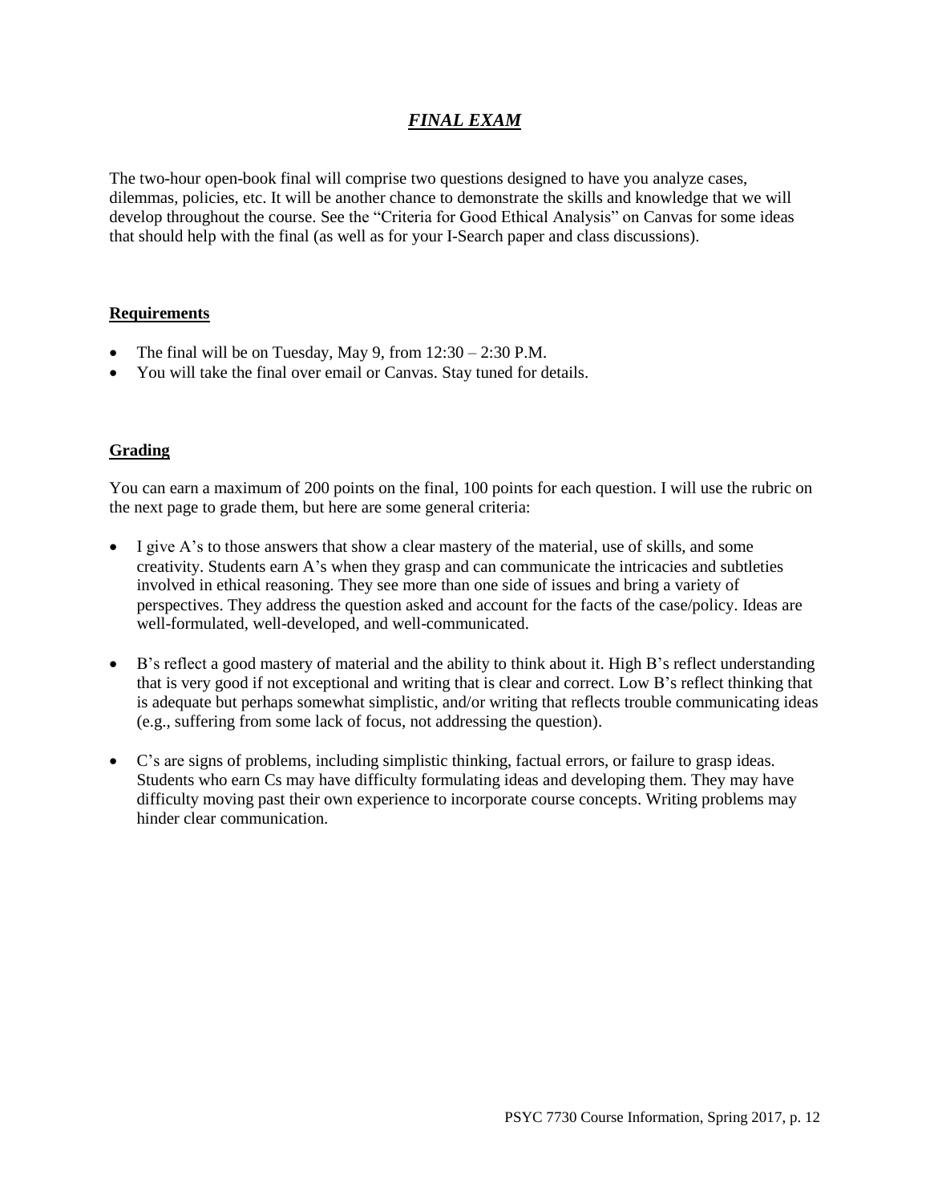## ***FINAL EXAM***

The two-hour open-book final will comprise two questions designed to have you analyze cases, dilemmas, policies, etc. It will be another chance to demonstrate the skills and knowledge that we will develop throughout the course. See the "Criteria for Good Ethical Analysis" on Canvas for some ideas that should help with the final (as well as for your I-Search paper and class discussions).

### **Requirements**

- The final will be on Tuesday, May 9, from 12:30 – 2:30 P.M.
- You will take the final over email or Canvas. Stay tuned for details.

### **Grading**

You can earn a maximum of 200 points on the final, 100 points for each question. I will use the rubric on the next page to grade them, but here are some general criteria:

- I give A's to those answers that show a clear mastery of the material, use of skills, and some creativity. Students earn A's when they grasp and can communicate the intricacies and subtleties involved in ethical reasoning. They see more than one side of issues and bring a variety of perspectives. They address the question asked and account for the facts of the case/policy. Ideas are well-formulated, well-developed, and well-communicated.
- B's reflect a good mastery of material and the ability to think about it. High B's reflect understanding that is very good if not exceptional and writing that is clear and correct. Low B's reflect thinking that is adequate but perhaps somewhat simplistic, and/or writing that reflects trouble communicating ideas (e.g., suffering from some lack of focus, not addressing the question).
- C's are signs of problems, including simplistic thinking, factual errors, or failure to grasp ideas. Students who earn Cs may have difficulty formulating ideas and developing them. They may have difficulty moving past their own experience to incorporate course concepts. Writing problems may hinder clear communication.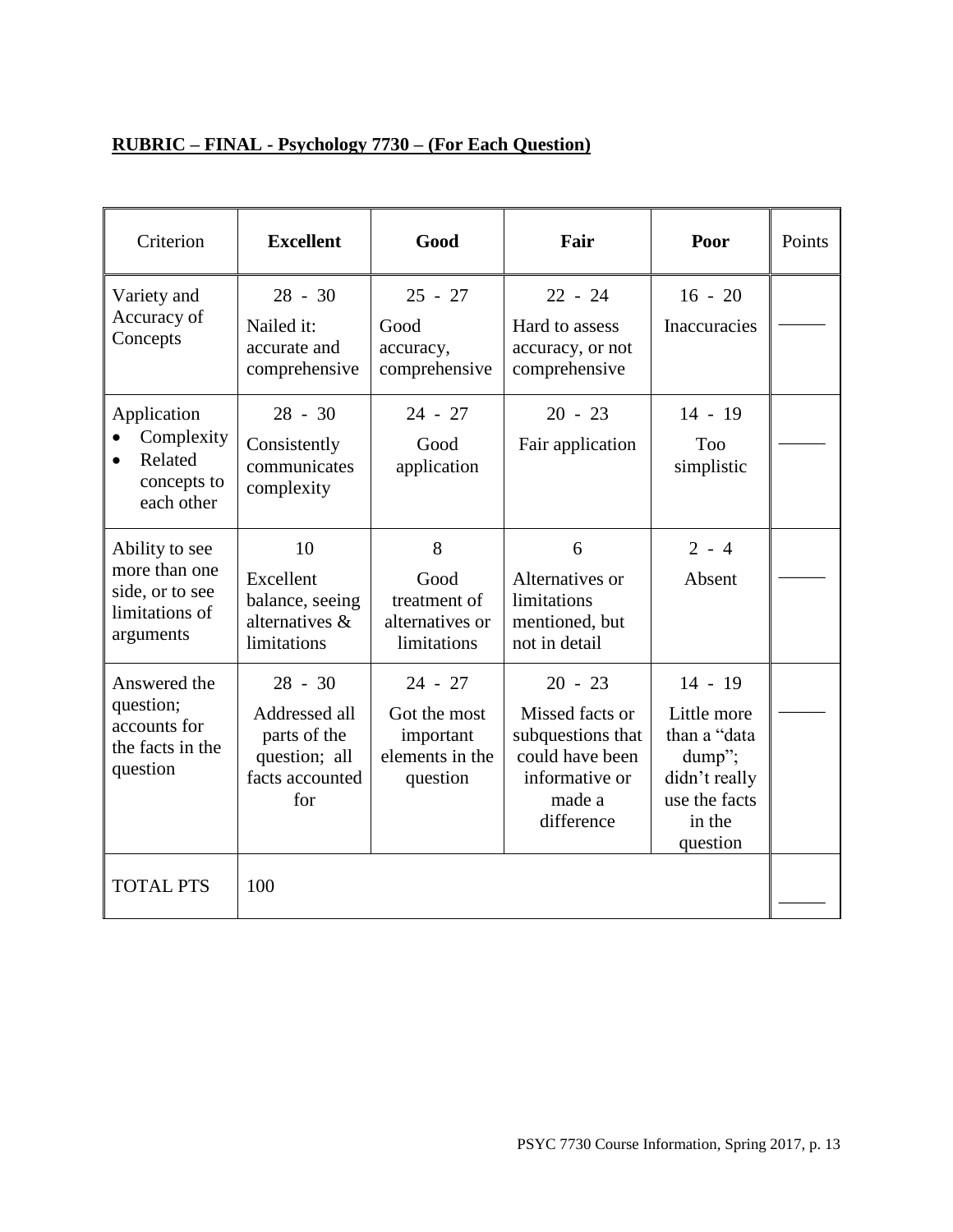**RUBRIC – FINAL - Psychology 7730 – (For Each Question)**

| Criterion | **Excellent** | **Good** | **Fair** | **Poor** | Points |
|---|---|---|---|---|---|
| Variety and Accuracy of Concepts | 28 - 30<br>Nailed it: accurate and comprehensive | 25 - 27<br>Good accuracy, comprehensive | 22 - 24<br>Hard to assess accuracy, or not comprehensive | 16 - 20<br>Inaccuracies | _____ |
| Application<br>• Complexity<br>• Related concepts to each other | 28 - 30<br>Consistently communicates complexity | 24 - 27<br>Good application | 20 - 23<br>Fair application | 14 - 19<br>Too simplistic | _____ |
| Ability to see more than one side, or to see limitations of arguments | 10<br>Excellent balance, seeing alternatives & limitations | 8<br>Good treatment of alternatives or limitations | 6<br>Alternatives or limitations mentioned, but not in detail | 2 - 4<br>Absent | _____ |
| Answered the question; accounts for the facts in the question | 28 - 30<br>Addressed all parts of the question; all facts accounted for | 24 - 27<br>Got the most important elements in the question | 20 - 23<br>Missed facts or subquestions that could have been informative or made a difference | 14 - 19<br>Little more than a "data dump"; didn't really use the facts in the question | _____ |
| TOTAL PTS | 100 | | | | _____ |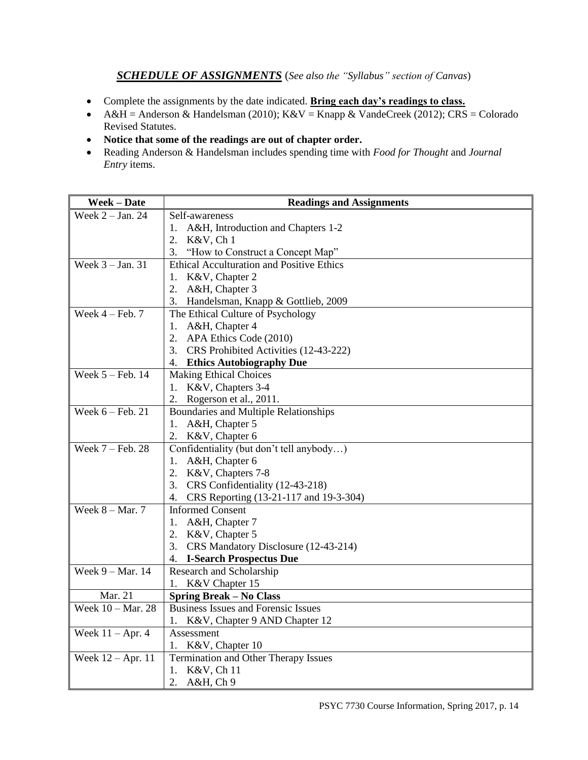## ***SCHEDULE OF ASSIGNMENTS*** (*See also the "Syllabus" section of Canvas*)

- Complete the assignments by the date indicated. **Bring each day's readings to class.**
- A&H = Anderson & Handelsman (2010); K&V = Knapp & VandeCreek (2012); CRS = Colorado Revised Statutes.
- **Notice that some of the readings are out of chapter order.**
- Reading Anderson & Handelsman includes spending time with *Food for Thought* and *Journal Entry* items.

| Week – Date | Readings and Assignments |
|---|---|
| Week 2 – Jan. 24 | Self-awareness<br>1. A&H, Introduction and Chapters 1-2<br>2. K&V, Ch 1<br>3. "How to Construct a Concept Map" |
| Week 3 – Jan. 31 | Ethical Acculturation and Positive Ethics<br>1. K&V, Chapter 2<br>2. A&H, Chapter 3<br>3. Handelsman, Knapp & Gottlieb, 2009 |
| Week 4 – Feb. 7 | The Ethical Culture of Psychology<br>1. A&H, Chapter 4<br>2. APA Ethics Code (2010)<br>3. CRS Prohibited Activities (12-43-222)<br>4. **Ethics Autobiography Due** |
| Week 5 – Feb. 14 | Making Ethical Choices<br>1. K&V, Chapters 3-4<br>2. Rogerson et al., 2011. |
| Week 6 – Feb. 21 | Boundaries and Multiple Relationships<br>1. A&H, Chapter 5<br>2. K&V, Chapter 6 |
| Week 7 – Feb. 28 | Confidentiality (but don't tell anybody…)<br>1. A&H, Chapter 6<br>2. K&V, Chapters 7-8<br>3. CRS Confidentiality (12-43-218)<br>4. CRS Reporting (13-21-117 and 19-3-304) |
| Week 8 – Mar. 7 | Informed Consent<br>1. A&H, Chapter 7<br>2. K&V, Chapter 5<br>3. CRS Mandatory Disclosure (12-43-214)<br>4. **I-Search Prospectus Due** |
| Week 9 – Mar. 14 | Research and Scholarship<br>1. K&V Chapter 15 |
| Mar. 21 | **Spring Break – No Class** |
| Week 10 – Mar. 28 | Business Issues and Forensic Issues<br>1. K&V, Chapter 9 AND Chapter 12 |
| Week 11 – Apr. 4 | Assessment<br>1. K&V, Chapter 10 |
| Week 12 – Apr. 11 | Termination and Other Therapy Issues<br>1. K&V, Ch 11<br>2. A&H, Ch 9 |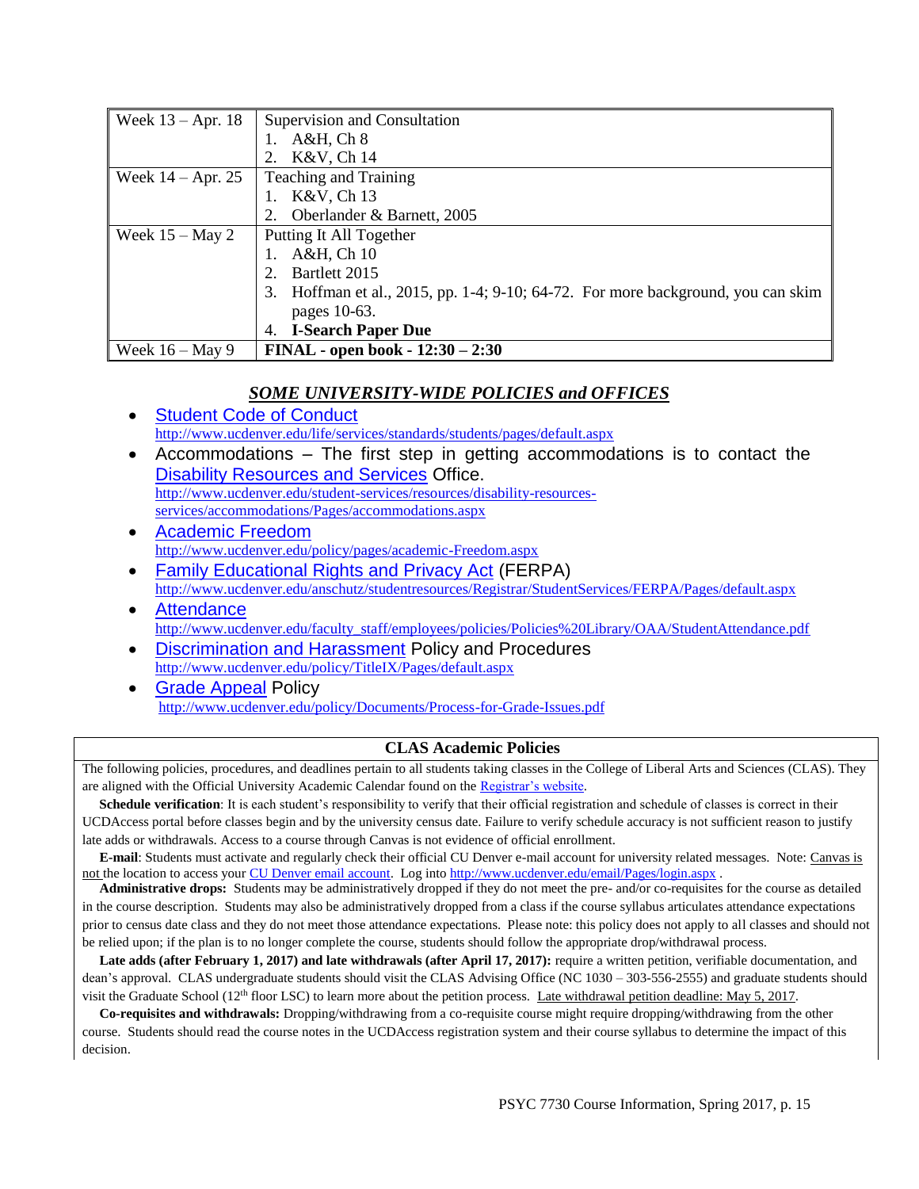| Week 13 – Apr. 18 | Supervision and Consultation<br>1. A&H, Ch 8<br>2. K&V, Ch 14 |
|---|---|
| Week 14 – Apr. 25 | Teaching and Training<br>1. K&V, Ch 13<br>2. Oberlander & Barnett, 2005 |
| Week 15 – May 2 | Putting It All Together<br>1. A&H, Ch 10<br>2. Bartlett 2015<br>3. Hoffman et al., 2015, pp. 1-4; 9-10; 64-72. For more background, you can skim pages 10-63.<br>4. **I-Search Paper Due** |
| Week 16 – May 9 | **FINAL - open book - 12:30 – 2:30** |

## ***SOME UNIVERSITY-WIDE POLICIES and OFFICES***

- Student Code of Conduct
  http://www.ucdenver.edu/life/services/standards/students/pages/default.aspx
- Accommodations – The first step in getting accommodations is to contact the Disability Resources and Services Office.
  http://www.ucdenver.edu/student-services/resources/disability-resources-services/accommodations/Pages/accommodations.aspx
- Academic Freedom
  http://www.ucdenver.edu/policy/pages/academic-Freedom.aspx
- Family Educational Rights and Privacy Act (FERPA)
  http://www.ucdenver.edu/anschutz/studentresources/Registrar/StudentServices/FERPA/Pages/default.aspx
- Attendance
  http://www.ucdenver.edu/faculty_staff/employees/policies/Policies%20Library/OAA/StudentAttendance.pdf
- Discrimination and Harassment Policy and Procedures
  http://www.ucdenver.edu/policy/TitleIX/Pages/default.aspx
- Grade Appeal Policy
  http://www.ucdenver.edu/policy/Documents/Process-for-Grade-Issues.pdf

### CLAS Academic Policies

The following policies, procedures, and deadlines pertain to all students taking classes in the College of Liberal Arts and Sciences (CLAS). They are aligned with the Official University Academic Calendar found on the Registrar's website.

**Schedule verification**: It is each student's responsibility to verify that their official registration and schedule of classes is correct in their UCDAccess portal before classes begin and by the university census date. Failure to verify schedule accuracy is not sufficient reason to justify late adds or withdrawals. Access to a course through Canvas is not evidence of official enrollment.

**E-mail**: Students must activate and regularly check their official CU Denver e-mail account for university related messages. Note: Canvas is not the location to access your CU Denver email account. Log into http://www.ucdenver.edu/email/Pages/login.aspx .

**Administrative drops:** Students may be administratively dropped if they do not meet the pre- and/or co-requisites for the course as detailed in the course description. Students may also be administratively dropped from a class if the course syllabus articulates attendance expectations prior to census date class and they do not meet those attendance expectations. Please note: this policy does not apply to all classes and should not be relied upon; if the plan is to no longer complete the course, students should follow the appropriate drop/withdrawal process.

**Late adds (after February 1, 2017) and late withdrawals (after April 17, 2017):** require a written petition, verifiable documentation, and dean's approval. CLAS undergraduate students should visit the CLAS Advising Office (NC 1030 – 303-556-2555) and graduate students should visit the Graduate School (12th floor LSC) to learn more about the petition process. Late withdrawal petition deadline: May 5, 2017.

**Co-requisites and withdrawals:** Dropping/withdrawing from a co-requisite course might require dropping/withdrawing from the other course. Students should read the course notes in the UCDAccess registration system and their course syllabus to determine the impact of this decision.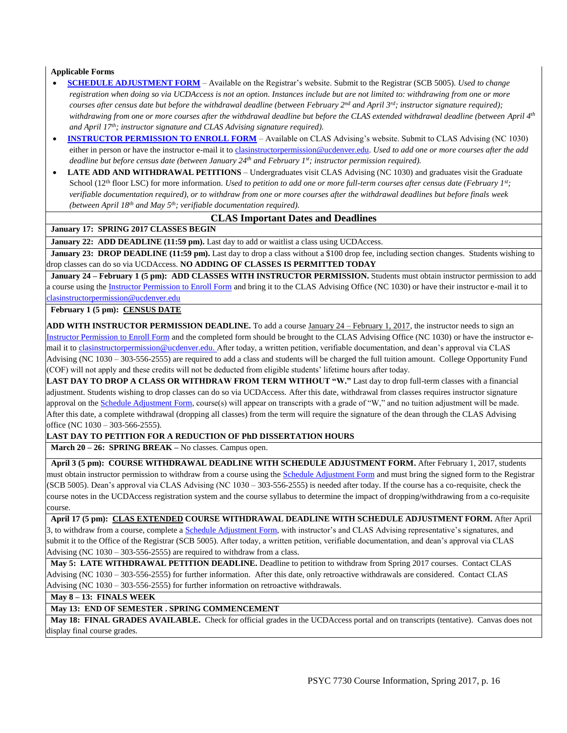**Applicable Forms**

- **SCHEDULE ADJUSTMENT FORM** – Available on the Registrar's website. Submit to the Registrar (SCB 5005). *Used to change registration when doing so via UCDAccess is not an option. Instances include but are not limited to: withdrawing from one or more courses after census date but before the withdrawal deadline (between February 2nd and April 3rd; instructor signature required); withdrawing from one or more courses after the withdrawal deadline but before the CLAS extended withdrawal deadline (between April 4th and April 17th; instructor signature and CLAS Advising signature required).*
- **INSTRUCTOR PERMISSION TO ENROLL FORM** – Available on CLAS Advising's website. Submit to CLAS Advising (NC 1030) either in person or have the instructor e-mail it to clasinstructorpermission@ucdenver.edu. *Used to add one or more courses after the add deadline but before census date (between January 24th and February 1st; instructor permission required).*
- **LATE ADD AND WITHDRAWAL PETITIONS** – Undergraduates visit CLAS Advising (NC 1030) and graduates visit the Graduate School (12th floor LSC) for more information. *Used to petition to add one or more full-term courses after census date (February 1st; verifiable documentation required), or to withdraw from one or more courses after the withdrawal deadlines but before finals week (between April 18th and May 5th; verifiable documentation required).*

## CLAS Important Dates and Deadlines

**January 17: SPRING 2017 CLASSES BEGIN**

**January 22: ADD DEADLINE (11:59 pm).** Last day to add or waitlist a class using UCDAccess.

**January 23: DROP DEADLINE (11:59 pm).** Last day to drop a class without a $100 drop fee, including section changes. Students wishing to drop classes can do so via UCDAccess. **NO ADDING OF CLASSES IS PERMITTED TODAY**

**January 24 – February 1 (5 pm): ADD CLASSES WITH INSTRUCTOR PERMISSION.** Students must obtain instructor permission to add a course using the Instructor Permission to Enroll Form and bring it to the CLAS Advising Office (NC 1030) or have their instructor e-mail it to clasinstructorpermission@ucdenver.edu

**February 1 (5 pm): CENSUS DATE**

**ADD WITH INSTRUCTOR PERMISSION DEADLINE.** To add a course January 24 – February 1, 2017, the instructor needs to sign an Instructor Permission to Enroll Form and the completed form should be brought to the CLAS Advising Office (NC 1030) or have the instructor e-mail it to clasinstructorpermission@ucdenver.edu. After today, a written petition, verifiable documentation, and dean's approval via CLAS Advising (NC 1030 – 303-556-2555) are required to add a class and students will be charged the full tuition amount. College Opportunity Fund (COF) will not apply and these credits will not be deducted from eligible students' lifetime hours after today.

**LAST DAY TO DROP A CLASS OR WITHDRAW FROM TERM WITHOUT "W."** Last day to drop full-term classes with a financial adjustment. Students wishing to drop classes can do so via UCDAccess. After this date, withdrawal from classes requires instructor signature approval on the Schedule Adjustment Form, course(s) will appear on transcripts with a grade of "W," and no tuition adjustment will be made. After this date, a complete withdrawal (dropping all classes) from the term will require the signature of the dean through the CLAS Advising office (NC 1030 – 303-566-2555).

**LAST DAY TO PETITION FOR A REDUCTION OF PhD DISSERTATION HOURS**

**March 20 – 26: SPRING BREAK –** No classes. Campus open.

**April 3 (5 pm): COURSE WITHDRAWAL DEADLINE WITH SCHEDULE ADJUSTMENT FORM.** After February 1, 2017, students must obtain instructor permission to withdraw from a course using the Schedule Adjustment Form and must bring the signed form to the Registrar (SCB 5005). Dean's approval via CLAS Advising (NC 1030 – 303-556-2555) is needed after today. If the course has a co-requisite, check the course notes in the UCDAccess registration system and the course syllabus to determine the impact of dropping/withdrawing from a co-requisite course.

**April 17 (5 pm): CLAS EXTENDED COURSE WITHDRAWAL DEADLINE WITH SCHEDULE ADJUSTMENT FORM.** After April 3, to withdraw from a course, complete a Schedule Adjustment Form, with instructor's and CLAS Advising representative's signatures, and submit it to the Office of the Registrar (SCB 5005). After today, a written petition, verifiable documentation, and dean's approval via CLAS Advising (NC 1030 – 303-556-2555) are required to withdraw from a class.

**May 5: LATE WITHDRAWAL PETITION DEADLINE.** Deadline to petition to withdraw from Spring 2017 courses. Contact CLAS Advising (NC 1030 – 303-556-2555) for further information. After this date, only retroactive withdrawals are considered. Contact CLAS Advising (NC 1030 – 303-556-2555) for further information on retroactive withdrawals.

**May 8 – 13: FINALS WEEK**

**May 13: END OF SEMESTER . SPRING COMMENCEMENT**

**May 18: FINAL GRADES AVAILABLE.** Check for official grades in the UCDAccess portal and on transcripts (tentative). Canvas does not display final course grades.